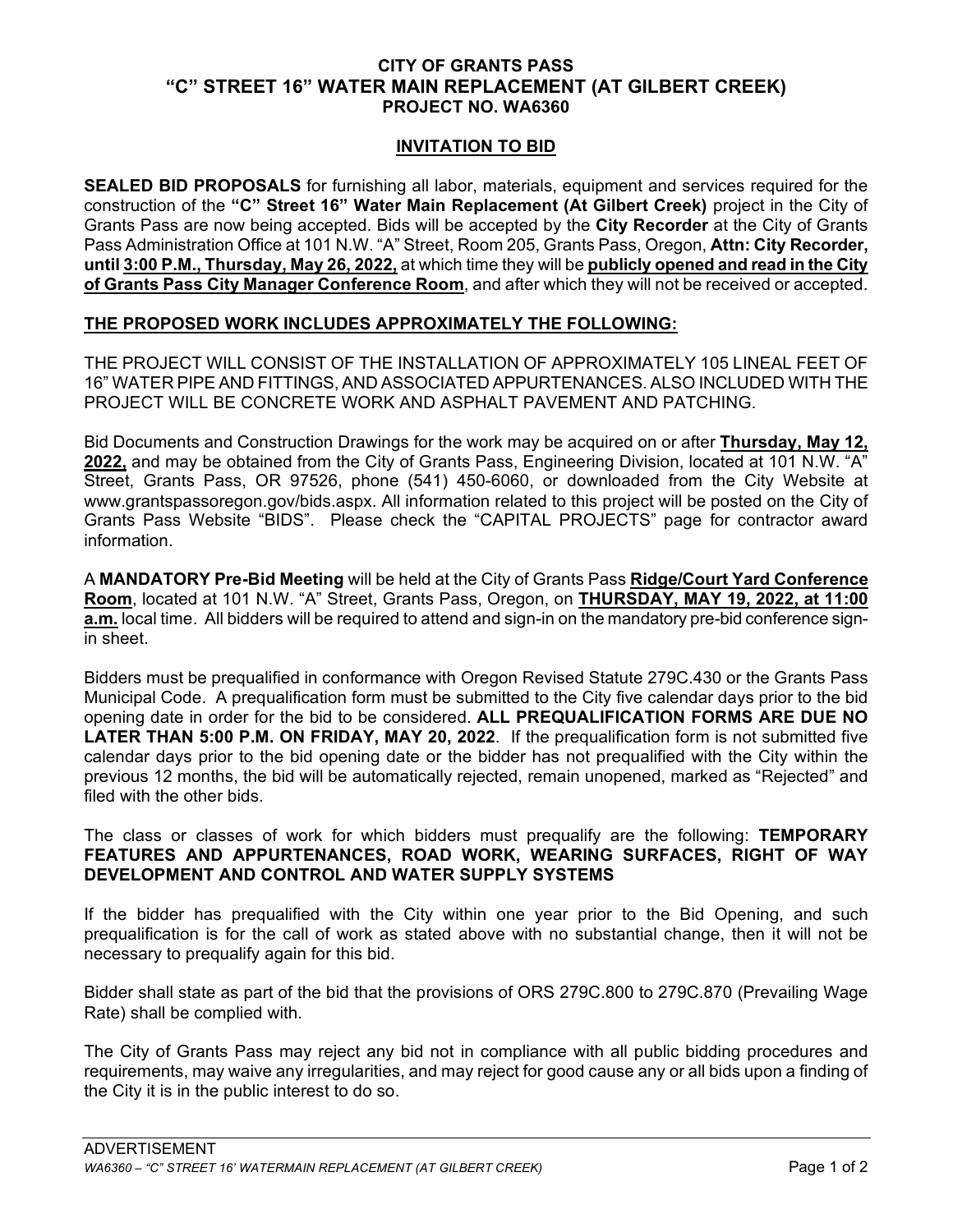**CITY OF GRANTS PASS**
**"C" STREET 16" WATER MAIN REPLACEMENT (AT GILBERT CREEK)**
**PROJECT NO. WA6360**

## INVITATION TO BID

**SEALED BID PROPOSALS** for furnishing all labor, materials, equipment and services required for the construction of the **"C" Street 16" Water Main Replacement (At Gilbert Creek)** project in the City of Grants Pass are now being accepted. Bids will be accepted by the **City Recorder** at the City of Grants Pass Administration Office at 101 N.W. "A" Street, Room 205, Grants Pass, Oregon, **Attn: City Recorder, until 3:00 P.M., Thursday, May 26, 2022,** at which time they will be **publicly opened and read in the City of Grants Pass City Manager Conference Room**, and after which they will not be received or accepted.

**THE PROPOSED WORK INCLUDES APPROXIMATELY THE FOLLOWING:**

THE PROJECT WILL CONSIST OF THE INSTALLATION OF APPROXIMATELY 105 LINEAL FEET OF 16" WATER PIPE AND FITTINGS, AND ASSOCIATED APPURTENANCES. ALSO INCLUDED WITH THE PROJECT WILL BE CONCRETE WORK AND ASPHALT PAVEMENT AND PATCHING.

Bid Documents and Construction Drawings for the work may be acquired on or after **Thursday, May 12, 2022,** and may be obtained from the City of Grants Pass, Engineering Division, located at 101 N.W. "A" Street, Grants Pass, OR 97526, phone (541) 450-6060, or downloaded from the City Website at www.grantspassoregon.gov/bids.aspx. All information related to this project will be posted on the City of Grants Pass Website "BIDS". Please check the "CAPITAL PROJECTS" page for contractor award information.

A **MANDATORY Pre-Bid Meeting** will be held at the City of Grants Pass **Ridge/Court Yard Conference Room**, located at 101 N.W. "A" Street, Grants Pass, Oregon, on **THURSDAY, MAY 19, 2022, at 11:00 a.m.** local time. All bidders will be required to attend and sign-in on the mandatory pre-bid conference sign-in sheet.

Bidders must be prequalified in conformance with Oregon Revised Statute 279C.430 or the Grants Pass Municipal Code. A prequalification form must be submitted to the City five calendar days prior to the bid opening date in order for the bid to be considered. **ALL PREQUALIFICATION FORMS ARE DUE NO LATER THAN 5:00 P.M. ON FRIDAY, MAY 20, 2022**. If the prequalification form is not submitted five calendar days prior to the bid opening date or the bidder has not prequalified with the City within the previous 12 months, the bid will be automatically rejected, remain unopened, marked as "Rejected" and filed with the other bids.

The class or classes of work for which bidders must prequalify are the following: **TEMPORARY FEATURES AND APPURTENANCES, ROAD WORK, WEARING SURFACES, RIGHT OF WAY DEVELOPMENT AND CONTROL AND WATER SUPPLY SYSTEMS**

If the bidder has prequalified with the City within one year prior to the Bid Opening, and such prequalification is for the call of work as stated above with no substantial change, then it will not be necessary to prequalify again for this bid.

Bidder shall state as part of the bid that the provisions of ORS 279C.800 to 279C.870 (Prevailing Wage Rate) shall be complied with.

The City of Grants Pass may reject any bid not in compliance with all public bidding procedures and requirements, may waive any irregularities, and may reject for good cause any or all bids upon a finding of the City it is in the public interest to do so.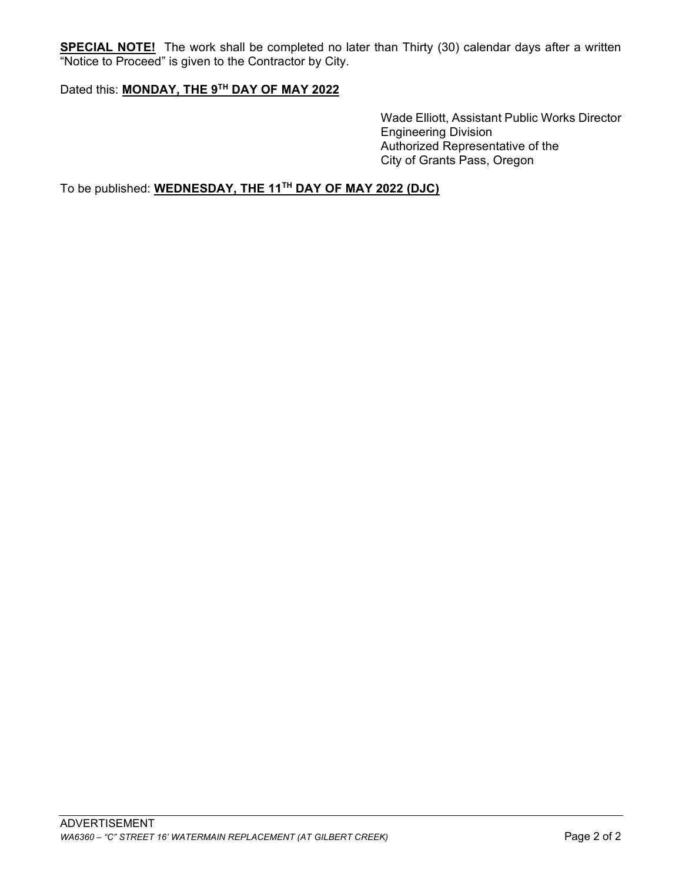**SPECIAL NOTE!** The work shall be completed no later than Thirty (30) calendar days after a written "Notice to Proceed" is given to the Contractor by City.

Dated this: **MONDAY, THE 9TH DAY OF MAY 2022**

Wade Elliott, Assistant Public Works Director
Engineering Division
Authorized Representative of the
City of Grants Pass, Oregon

To be published: **WEDNESDAY, THE 11TH DAY OF MAY 2022 (DJC)**